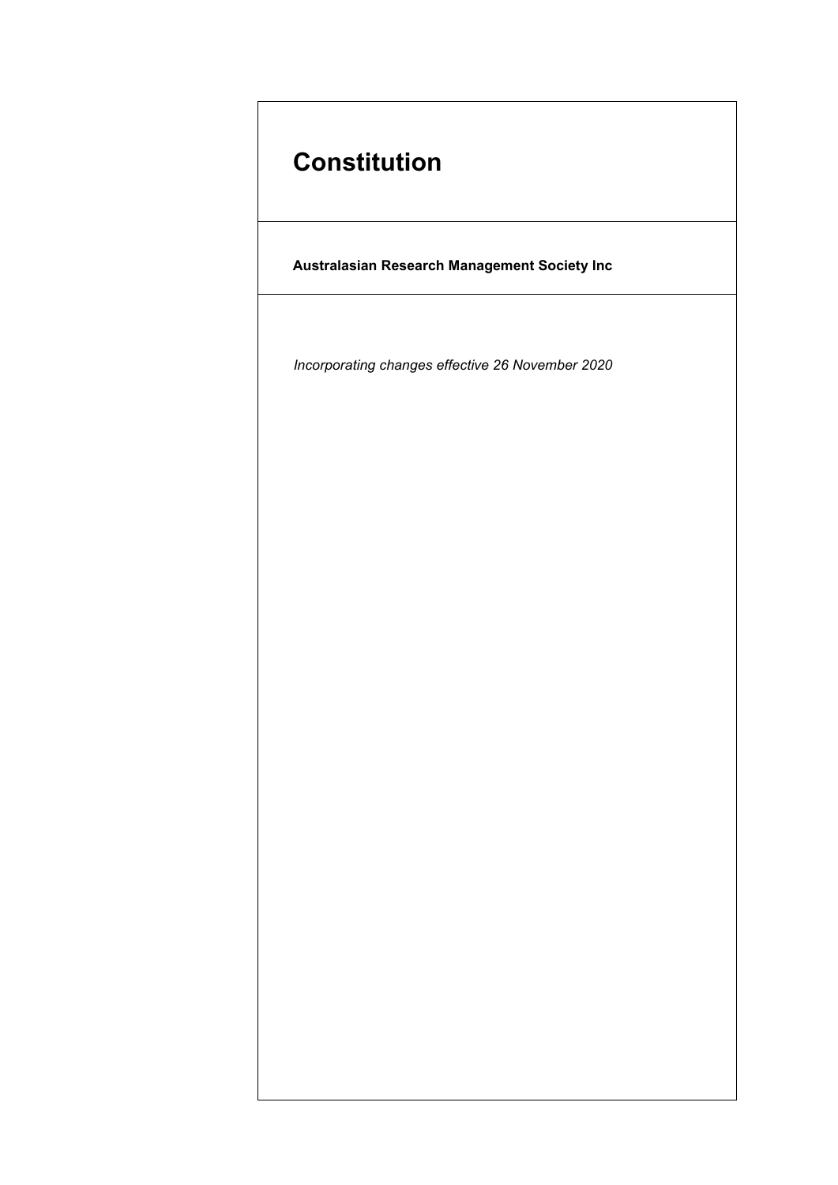# Constitution

**Australasian Research Management Society Inc**

*Incorporating changes effective 26 November 2020*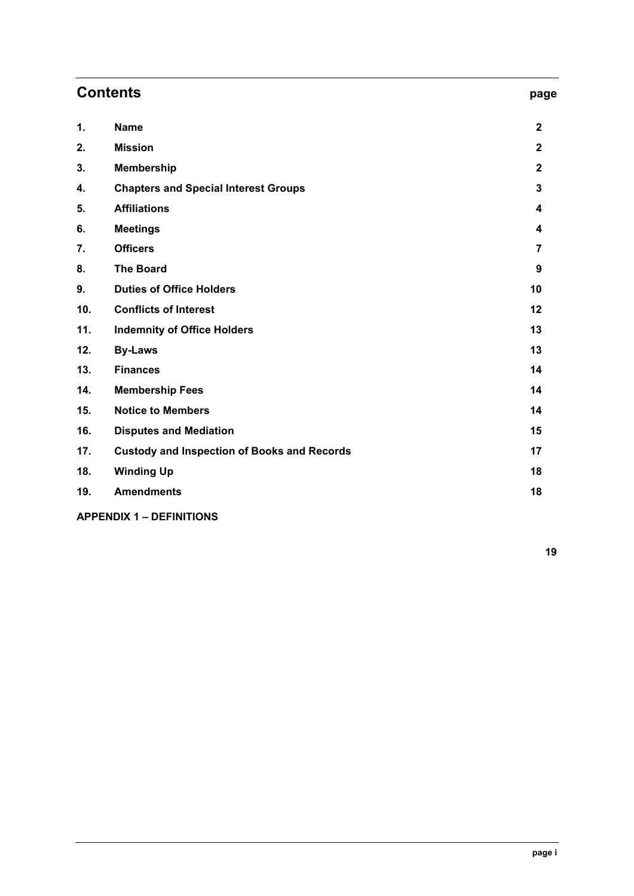## Contents

| | | page |
|---|---|---|
| 1. | **Name** | 2 |
| 2. | **Mission** | 2 |
| 3. | **Membership** | 2 |
| 4. | **Chapters and Special Interest Groups** | 3 |
| 5. | **Affiliations** | 4 |
| 6. | **Meetings** | 4 |
| 7. | **Officers** | 7 |
| 8. | **The Board** | 9 |
| 9. | **Duties of Office Holders** | 10 |
| 10. | **Conflicts of Interest** | 12 |
| 11. | **Indemnity of Office Holders** | 13 |
| 12. | **By-Laws** | 13 |
| 13. | **Finances** | 14 |
| 14. | **Membership Fees** | 14 |
| 15. | **Notice to Members** | 14 |
| 16. | **Disputes and Mediation** | 15 |
| 17. | **Custody and Inspection of Books and Records** | 17 |
| 18. | **Winding Up** | 18 |
| 19. | **Amendments** | 18 |
| | **APPENDIX 1 – DEFINITIONS** | 19 |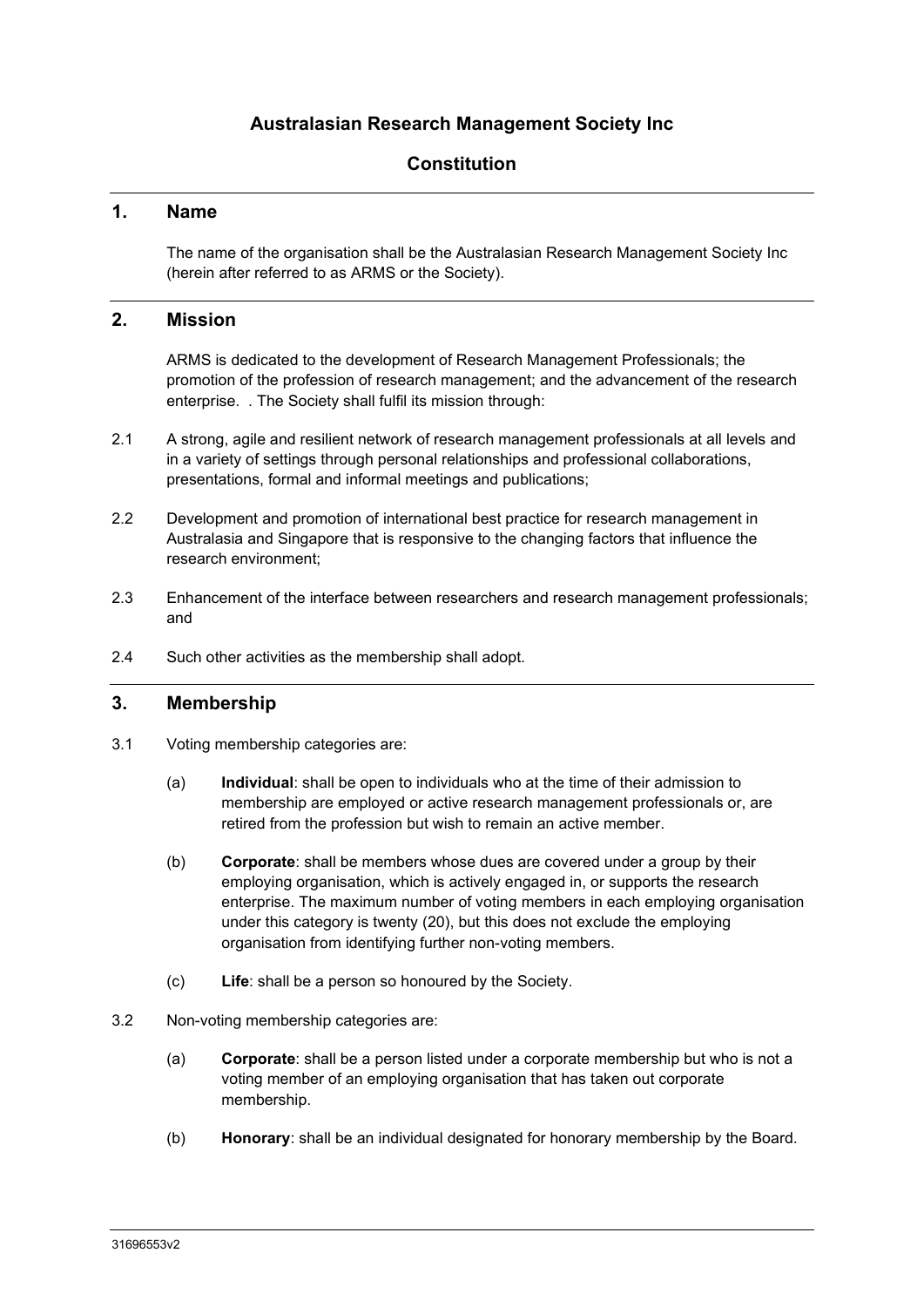# Australasian Research Management Society Inc

# Constitution

## 1. Name

The name of the organisation shall be the Australasian Research Management Society Inc (herein after referred to as ARMS or the Society).

## 2. Mission

ARMS is dedicated to the development of Research Management Professionals; the promotion of the profession of research management; and the advancement of the research enterprise. . The Society shall fulfil its mission through:

2.1 A strong, agile and resilient network of research management professionals at all levels and in a variety of settings through personal relationships and professional collaborations, presentations, formal and informal meetings and publications;

2.2 Development and promotion of international best practice for research management in Australasia and Singapore that is responsive to the changing factors that influence the research environment;

2.3 Enhancement of the interface between researchers and research management professionals; and

2.4 Such other activities as the membership shall adopt.

## 3. Membership

3.1 Voting membership categories are:

(a) **Individual**: shall be open to individuals who at the time of their admission to membership are employed or active research management professionals or, are retired from the profession but wish to remain an active member.

(b) **Corporate**: shall be members whose dues are covered under a group by their employing organisation, which is actively engaged in, or supports the research enterprise. The maximum number of voting members in each employing organisation under this category is twenty (20), but this does not exclude the employing organisation from identifying further non-voting members.

(c) **Life**: shall be a person so honoured by the Society.

3.2 Non-voting membership categories are:

(a) **Corporate**: shall be a person listed under a corporate membership but who is not a voting member of an employing organisation that has taken out corporate membership.

(b) **Honorary**: shall be an individual designated for honorary membership by the Board.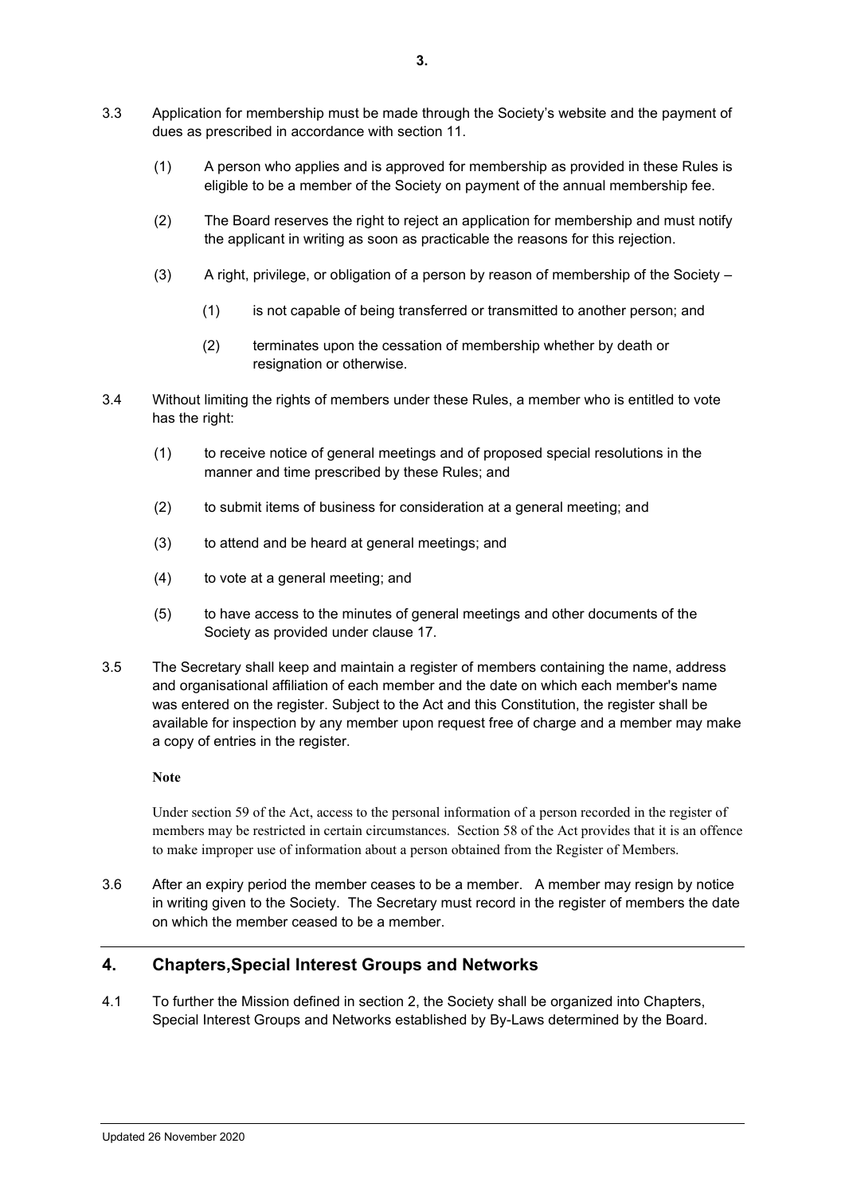3.3 Application for membership must be made through the Society's website and the payment of dues as prescribed in accordance with section 11.

(1) A person who applies and is approved for membership as provided in these Rules is eligible to be a member of the Society on payment of the annual membership fee.

(2) The Board reserves the right to reject an application for membership and must notify the applicant in writing as soon as practicable the reasons for this rejection.

(3) A right, privilege, or obligation of a person by reason of membership of the Society –

(1) is not capable of being transferred or transmitted to another person; and

(2) terminates upon the cessation of membership whether by death or resignation or otherwise.

3.4 Without limiting the rights of members under these Rules, a member who is entitled to vote has the right:

(1) to receive notice of general meetings and of proposed special resolutions in the manner and time prescribed by these Rules; and

(2) to submit items of business for consideration at a general meeting; and

(3) to attend and be heard at general meetings; and

(4) to vote at a general meeting; and

(5) to have access to the minutes of general meetings and other documents of the Society as provided under clause 17.

3.5 The Secretary shall keep and maintain a register of members containing the name, address and organisational affiliation of each member and the date on which each member's name was entered on the register. Subject to the Act and this Constitution, the register shall be available for inspection by any member upon request free of charge and a member may make a copy of entries in the register.

**Note**

Under section 59 of the Act, access to the personal information of a person recorded in the register of members may be restricted in certain circumstances. Section 58 of the Act provides that it is an offence to make improper use of information about a person obtained from the Register of Members.

3.6 After an expiry period the member ceases to be a member. A member may resign by notice in writing given to the Society. The Secretary must record in the register of members the date on which the member ceased to be a member.

## 4. Chapters,Special Interest Groups and Networks

4.1 To further the Mission defined in section 2, the Society shall be organized into Chapters, Special Interest Groups and Networks established by By-Laws determined by the Board.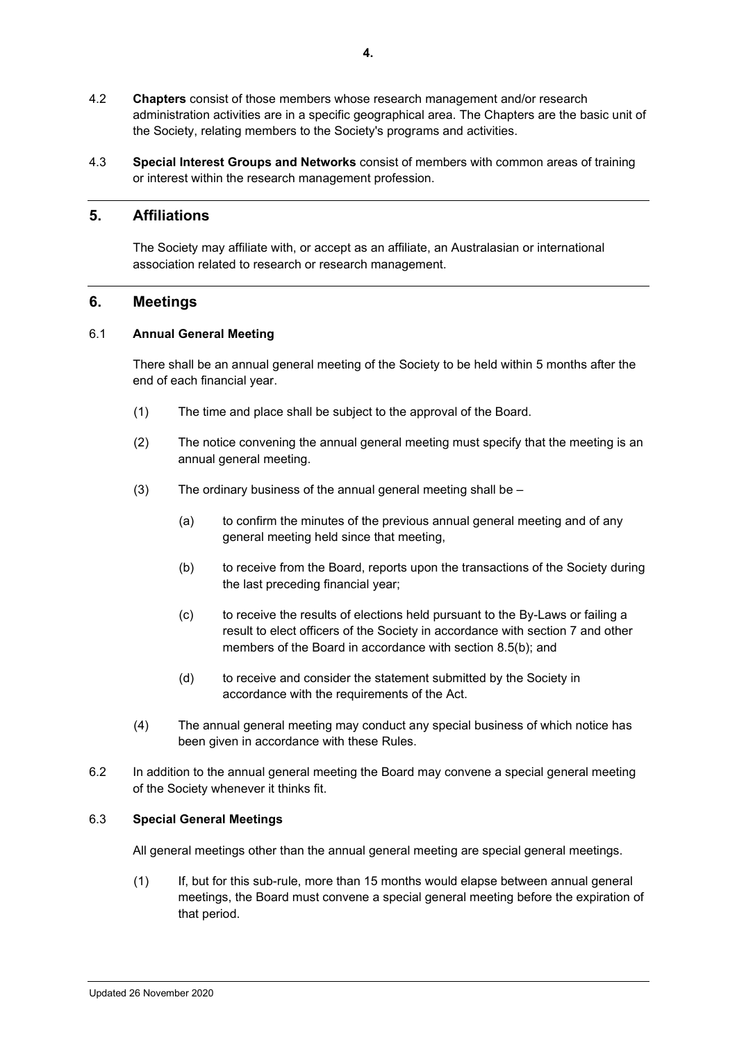4.2 **Chapters** consist of those members whose research management and/or research administration activities are in a specific geographical area. The Chapters are the basic unit of the Society, relating members to the Society's programs and activities.

4.3 **Special Interest Groups and Networks** consist of members with common areas of training or interest within the research management profession.

## 5. Affiliations

The Society may affiliate with, or accept as an affiliate, an Australasian or international association related to research or research management.

## 6. Meetings

### 6.1 Annual General Meeting

There shall be an annual general meeting of the Society to be held within 5 months after the end of each financial year.

(1) The time and place shall be subject to the approval of the Board.

(2) The notice convening the annual general meeting must specify that the meeting is an annual general meeting.

(3) The ordinary business of the annual general meeting shall be –

(a) to confirm the minutes of the previous annual general meeting and of any general meeting held since that meeting,

(b) to receive from the Board, reports upon the transactions of the Society during the last preceding financial year;

(c) to receive the results of elections held pursuant to the By-Laws or failing a result to elect officers of the Society in accordance with section 7 and other members of the Board in accordance with section 8.5(b); and

(d) to receive and consider the statement submitted by the Society in accordance with the requirements of the Act.

(4) The annual general meeting may conduct any special business of which notice has been given in accordance with these Rules.

6.2 In addition to the annual general meeting the Board may convene a special general meeting of the Society whenever it thinks fit.

### 6.3 Special General Meetings

All general meetings other than the annual general meeting are special general meetings.

(1) If, but for this sub-rule, more than 15 months would elapse between annual general meetings, the Board must convene a special general meeting before the expiration of that period.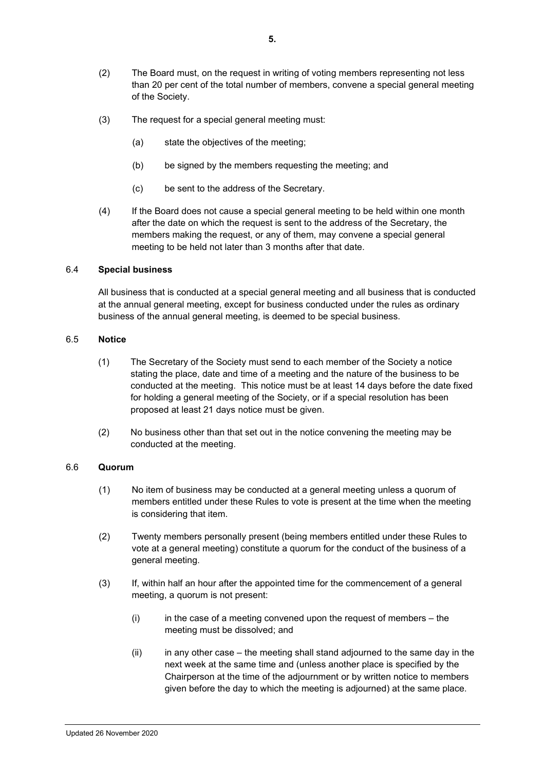(2) The Board must, on the request in writing of voting members representing not less than 20 per cent of the total number of members, convene a special general meeting of the Society.

(3) The request for a special general meeting must:

(a) state the objectives of the meeting;

(b) be signed by the members requesting the meeting; and

(c) be sent to the address of the Secretary.

(4) If the Board does not cause a special general meeting to be held within one month after the date on which the request is sent to the address of the Secretary, the members making the request, or any of them, may convene a special general meeting to be held not later than 3 months after that date.

### 6.4 Special business

All business that is conducted at a special general meeting and all business that is conducted at the annual general meeting, except for business conducted under the rules as ordinary business of the annual general meeting, is deemed to be special business.

### 6.5 Notice

(1) The Secretary of the Society must send to each member of the Society a notice stating the place, date and time of a meeting and the nature of the business to be conducted at the meeting. This notice must be at least 14 days before the date fixed for holding a general meeting of the Society, or if a special resolution has been proposed at least 21 days notice must be given.

(2) No business other than that set out in the notice convening the meeting may be conducted at the meeting.

### 6.6 Quorum

(1) No item of business may be conducted at a general meeting unless a quorum of members entitled under these Rules to vote is present at the time when the meeting is considering that item.

(2) Twenty members personally present (being members entitled under these Rules to vote at a general meeting) constitute a quorum for the conduct of the business of a general meeting.

(3) If, within half an hour after the appointed time for the commencement of a general meeting, a quorum is not present:

(i) in the case of a meeting convened upon the request of members – the meeting must be dissolved; and

(ii) in any other case – the meeting shall stand adjourned to the same day in the next week at the same time and (unless another place is specified by the Chairperson at the time of the adjournment or by written notice to members given before the day to which the meeting is adjourned) at the same place.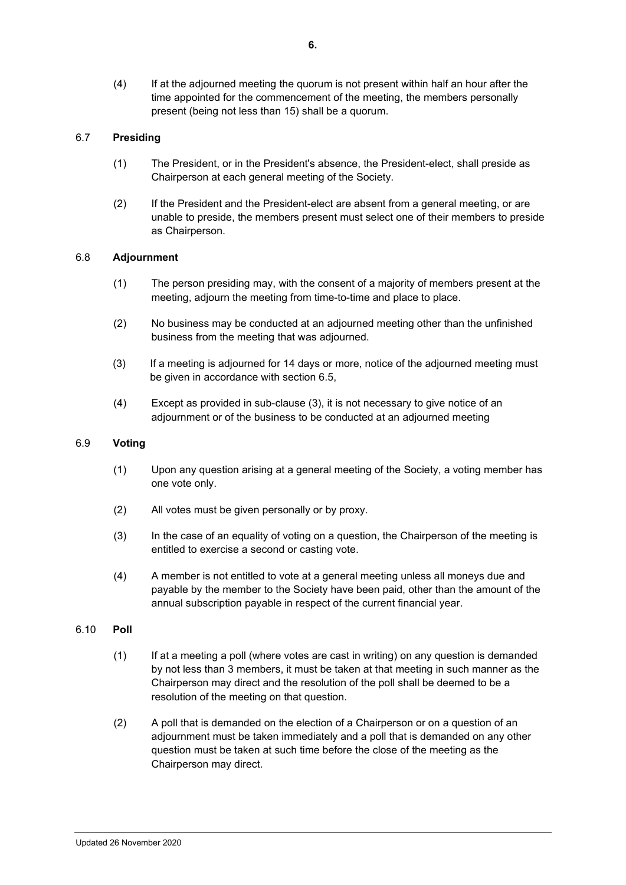(4) If at the adjourned meeting the quorum is not present within half an hour after the time appointed for the commencement of the meeting, the members personally present (being not less than 15) shall be a quorum.

### 6.7 Presiding

(1) The President, or in the President's absence, the President-elect, shall preside as Chairperson at each general meeting of the Society.

(2) If the President and the President-elect are absent from a general meeting, or are unable to preside, the members present must select one of their members to preside as Chairperson.

### 6.8 Adjournment

(1) The person presiding may, with the consent of a majority of members present at the meeting, adjourn the meeting from time-to-time and place to place.

(2) No business may be conducted at an adjourned meeting other than the unfinished business from the meeting that was adjourned.

(3) If a meeting is adjourned for 14 days or more, notice of the adjourned meeting must be given in accordance with section 6.5,

(4) Except as provided in sub-clause (3), it is not necessary to give notice of an adjournment or of the business to be conducted at an adjourned meeting

### 6.9 Voting

(1) Upon any question arising at a general meeting of the Society, a voting member has one vote only.

(2) All votes must be given personally or by proxy.

(3) In the case of an equality of voting on a question, the Chairperson of the meeting is entitled to exercise a second or casting vote.

(4) A member is not entitled to vote at a general meeting unless all moneys due and payable by the member to the Society have been paid, other than the amount of the annual subscription payable in respect of the current financial year.

### 6.10 Poll

(1) If at a meeting a poll (where votes are cast in writing) on any question is demanded by not less than 3 members, it must be taken at that meeting in such manner as the Chairperson may direct and the resolution of the poll shall be deemed to be a resolution of the meeting on that question.

(2) A poll that is demanded on the election of a Chairperson or on a question of an adjournment must be taken immediately and a poll that is demanded on any other question must be taken at such time before the close of the meeting as the Chairperson may direct.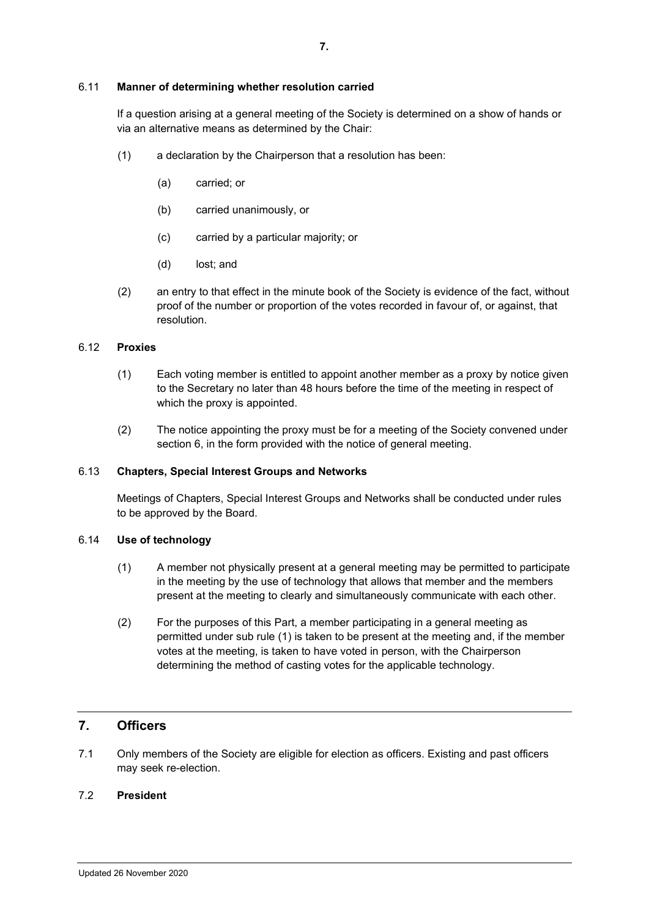6.11 **Manner of determining whether resolution carried**

If a question arising at a general meeting of the Society is determined on a show of hands or via an alternative means as determined by the Chair:

(1) a declaration by the Chairperson that a resolution has been:

(a) carried; or

(b) carried unanimously, or

(c) carried by a particular majority; or

(d) lost; and

(2) an entry to that effect in the minute book of the Society is evidence of the fact, without proof of the number or proportion of the votes recorded in favour of, or against, that resolution.

6.12 **Proxies**

(1) Each voting member is entitled to appoint another member as a proxy by notice given to the Secretary no later than 48 hours before the time of the meeting in respect of which the proxy is appointed.

(2) The notice appointing the proxy must be for a meeting of the Society convened under section 6, in the form provided with the notice of general meeting.

6.13 **Chapters, Special Interest Groups and Networks**

Meetings of Chapters, Special Interest Groups and Networks shall be conducted under rules to be approved by the Board.

6.14 **Use of technology**

(1) A member not physically present at a general meeting may be permitted to participate in the meeting by the use of technology that allows that member and the members present at the meeting to clearly and simultaneously communicate with each other.

(2) For the purposes of this Part, a member participating in a general meeting as permitted under sub rule (1) is taken to be present at the meeting and, if the member votes at the meeting, is taken to have voted in person, with the Chairperson determining the method of casting votes for the applicable technology.

## 7. Officers

7.1 Only members of the Society are eligible for election as officers. Existing and past officers may seek re-election.

7.2 **President**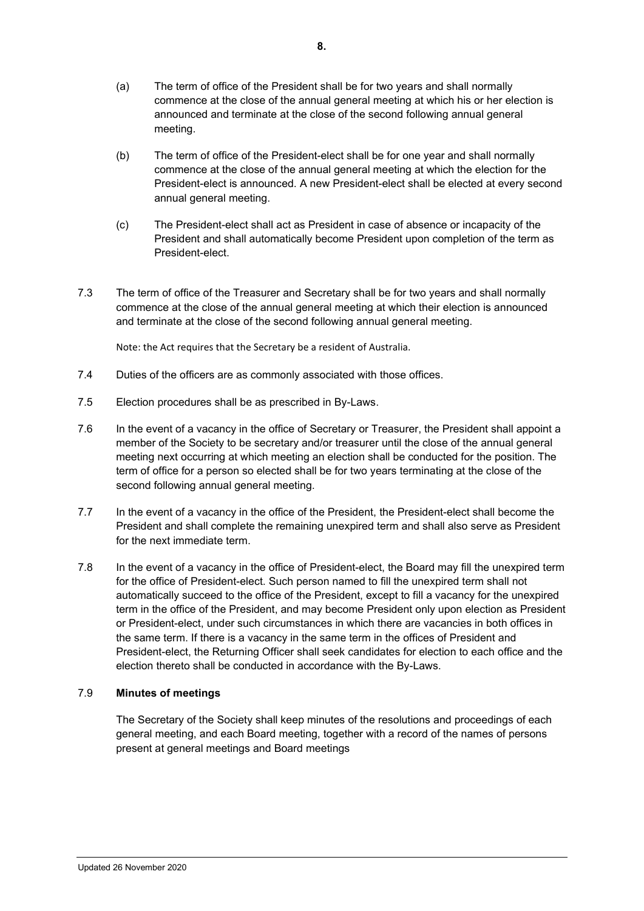(a) The term of office of the President shall be for two years and shall normally commence at the close of the annual general meeting at which his or her election is announced and terminate at the close of the second following annual general meeting.

(b) The term of office of the President-elect shall be for one year and shall normally commence at the close of the annual general meeting at which the election for the President-elect is announced. A new President-elect shall be elected at every second annual general meeting.

(c) The President-elect shall act as President in case of absence or incapacity of the President and shall automatically become President upon completion of the term as President-elect.

7.3 The term of office of the Treasurer and Secretary shall be for two years and shall normally commence at the close of the annual general meeting at which their election is announced and terminate at the close of the second following annual general meeting.

Note: the Act requires that the Secretary be a resident of Australia.

7.4 Duties of the officers are as commonly associated with those offices.

7.5 Election procedures shall be as prescribed in By-Laws.

7.6 In the event of a vacancy in the office of Secretary or Treasurer, the President shall appoint a member of the Society to be secretary and/or treasurer until the close of the annual general meeting next occurring at which meeting an election shall be conducted for the position. The term of office for a person so elected shall be for two years terminating at the close of the second following annual general meeting.

7.7 In the event of a vacancy in the office of the President, the President-elect shall become the President and shall complete the remaining unexpired term and shall also serve as President for the next immediate term.

7.8 In the event of a vacancy in the office of President-elect, the Board may fill the unexpired term for the office of President-elect. Such person named to fill the unexpired term shall not automatically succeed to the office of the President, except to fill a vacancy for the unexpired term in the office of the President, and may become President only upon election as President or President-elect, under such circumstances in which there are vacancies in both offices in the same term. If there is a vacancy in the same term in the offices of President and President-elect, the Returning Officer shall seek candidates for election to each office and the election thereto shall be conducted in accordance with the By-Laws.

7.9 **Minutes of meetings**

The Secretary of the Society shall keep minutes of the resolutions and proceedings of each general meeting, and each Board meeting, together with a record of the names of persons present at general meetings and Board meetings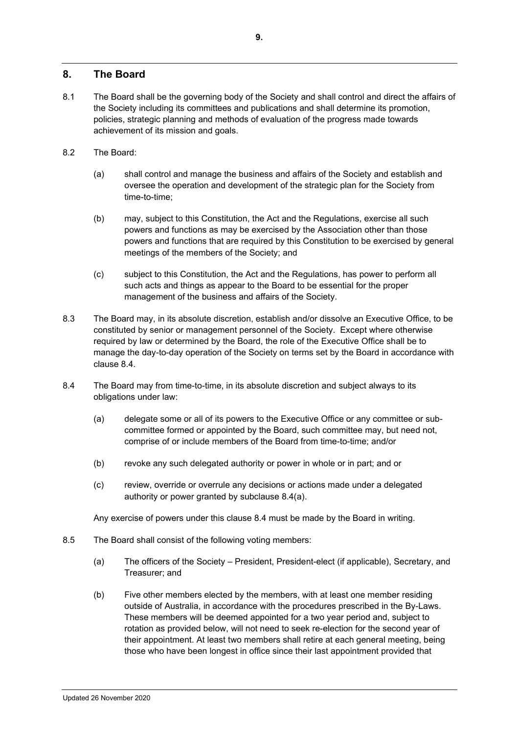## 8. The Board

8.1 The Board shall be the governing body of the Society and shall control and direct the affairs of the Society including its committees and publications and shall determine its promotion, policies, strategic planning and methods of evaluation of the progress made towards achievement of its mission and goals.

8.2 The Board:

(a) shall control and manage the business and affairs of the Society and establish and oversee the operation and development of the strategic plan for the Society from time-to-time;

(b) may, subject to this Constitution, the Act and the Regulations, exercise all such powers and functions as may be exercised by the Association other than those powers and functions that are required by this Constitution to be exercised by general meetings of the members of the Society; and

(c) subject to this Constitution, the Act and the Regulations, has power to perform all such acts and things as appear to the Board to be essential for the proper management of the business and affairs of the Society.

8.3 The Board may, in its absolute discretion, establish and/or dissolve an Executive Office, to be constituted by senior or management personnel of the Society. Except where otherwise required by law or determined by the Board, the role of the Executive Office shall be to manage the day-to-day operation of the Society on terms set by the Board in accordance with clause 8.4.

8.4 The Board may from time-to-time, in its absolute discretion and subject always to its obligations under law:

(a) delegate some or all of its powers to the Executive Office or any committee or sub-committee formed or appointed by the Board, such committee may, but need not, comprise of or include members of the Board from time-to-time; and/or

(b) revoke any such delegated authority or power in whole or in part; and or

(c) review, override or overrule any decisions or actions made under a delegated authority or power granted by subclause 8.4(a).

Any exercise of powers under this clause 8.4 must be made by the Board in writing.

8.5 The Board shall consist of the following voting members:

(a) The officers of the Society – President, President-elect (if applicable), Secretary, and Treasurer; and

(b) Five other members elected by the members, with at least one member residing outside of Australia, in accordance with the procedures prescribed in the By-Laws. These members will be deemed appointed for a two year period and, subject to rotation as provided below, will not need to seek re-election for the second year of their appointment. At least two members shall retire at each general meeting, being those who have been longest in office since their last appointment provided that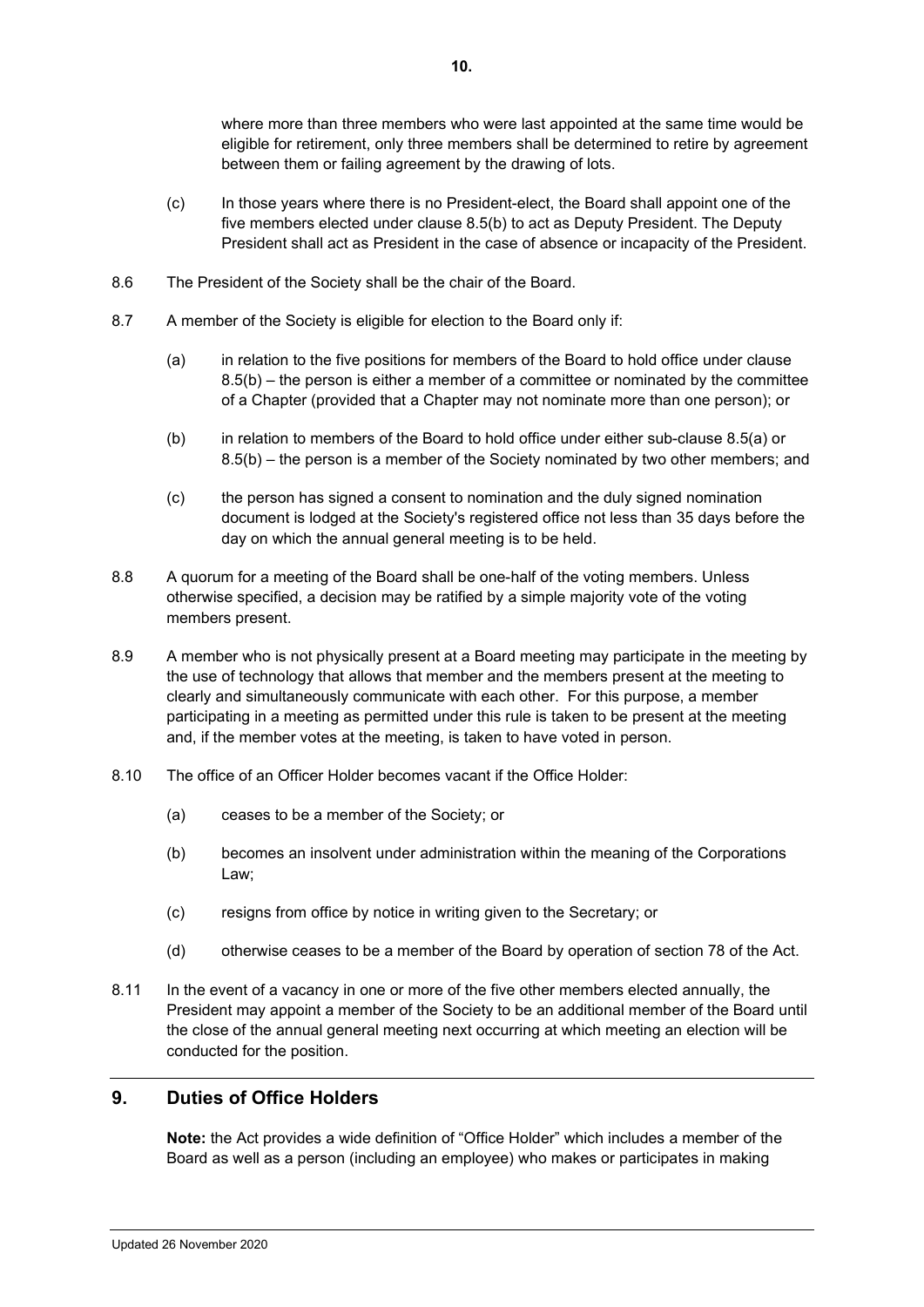where more than three members who were last appointed at the same time would be eligible for retirement, only three members shall be determined to retire by agreement between them or failing agreement by the drawing of lots.

(c) In those years where there is no President-elect, the Board shall appoint one of the five members elected under clause 8.5(b) to act as Deputy President. The Deputy President shall act as President in the case of absence or incapacity of the President.

8.6 The President of the Society shall be the chair of the Board.

8.7 A member of the Society is eligible for election to the Board only if:

(a) in relation to the five positions for members of the Board to hold office under clause 8.5(b) – the person is either a member of a committee or nominated by the committee of a Chapter (provided that a Chapter may not nominate more than one person); or

(b) in relation to members of the Board to hold office under either sub-clause 8.5(a) or 8.5(b) – the person is a member of the Society nominated by two other members; and

(c) the person has signed a consent to nomination and the duly signed nomination document is lodged at the Society's registered office not less than 35 days before the day on which the annual general meeting is to be held.

8.8 A quorum for a meeting of the Board shall be one-half of the voting members. Unless otherwise specified, a decision may be ratified by a simple majority vote of the voting members present.

8.9 A member who is not physically present at a Board meeting may participate in the meeting by the use of technology that allows that member and the members present at the meeting to clearly and simultaneously communicate with each other. For this purpose, a member participating in a meeting as permitted under this rule is taken to be present at the meeting and, if the member votes at the meeting, is taken to have voted in person.

8.10 The office of an Officer Holder becomes vacant if the Office Holder:

(a) ceases to be a member of the Society; or

(b) becomes an insolvent under administration within the meaning of the Corporations Law;

(c) resigns from office by notice in writing given to the Secretary; or

(d) otherwise ceases to be a member of the Board by operation of section 78 of the Act.

8.11 In the event of a vacancy in one or more of the five other members elected annually, the President may appoint a member of the Society to be an additional member of the Board until the close of the annual general meeting next occurring at which meeting an election will be conducted for the position.

## 9. Duties of Office Holders

**Note:** the Act provides a wide definition of "Office Holder" which includes a member of the Board as well as a person (including an employee) who makes or participates in making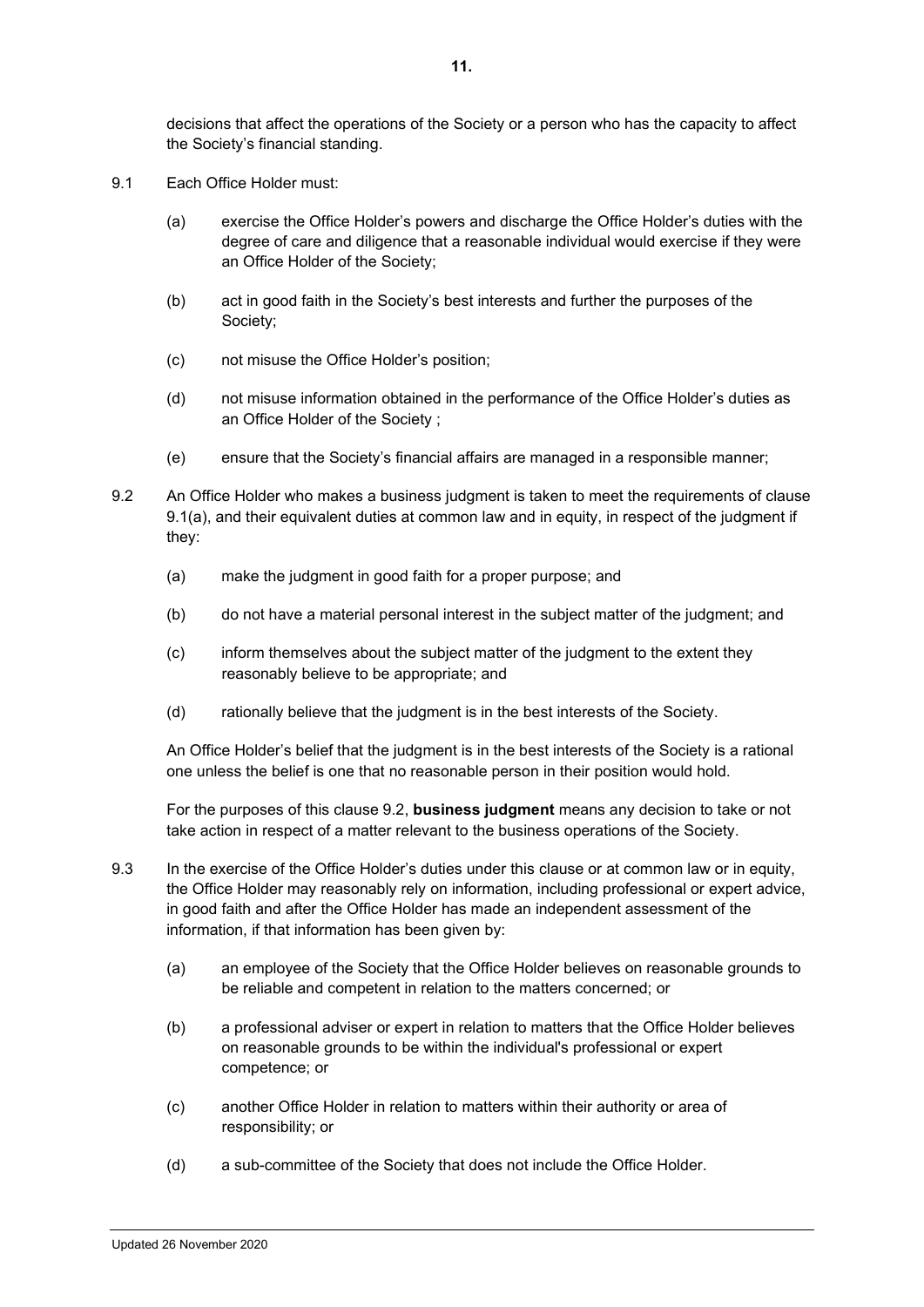decisions that affect the operations of the Society or a person who has the capacity to affect the Society's financial standing.

9.1 Each Office Holder must:

(a) exercise the Office Holder's powers and discharge the Office Holder's duties with the degree of care and diligence that a reasonable individual would exercise if they were an Office Holder of the Society;

(b) act in good faith in the Society's best interests and further the purposes of the Society;

(c) not misuse the Office Holder's position;

(d) not misuse information obtained in the performance of the Office Holder's duties as an Office Holder of the Society ;

(e) ensure that the Society's financial affairs are managed in a responsible manner;

9.2 An Office Holder who makes a business judgment is taken to meet the requirements of clause 9.1(a), and their equivalent duties at common law and in equity, in respect of the judgment if they:

(a) make the judgment in good faith for a proper purpose; and

(b) do not have a material personal interest in the subject matter of the judgment; and

(c) inform themselves about the subject matter of the judgment to the extent they reasonably believe to be appropriate; and

(d) rationally believe that the judgment is in the best interests of the Society.

An Office Holder's belief that the judgment is in the best interests of the Society is a rational one unless the belief is one that no reasonable person in their position would hold.

For the purposes of this clause 9.2, **business judgment** means any decision to take or not take action in respect of a matter relevant to the business operations of the Society.

9.3 In the exercise of the Office Holder's duties under this clause or at common law or in equity, the Office Holder may reasonably rely on information, including professional or expert advice, in good faith and after the Office Holder has made an independent assessment of the information, if that information has been given by:

(a) an employee of the Society that the Office Holder believes on reasonable grounds to be reliable and competent in relation to the matters concerned; or

(b) a professional adviser or expert in relation to matters that the Office Holder believes on reasonable grounds to be within the individual's professional or expert competence; or

(c) another Office Holder in relation to matters within their authority or area of responsibility; or

(d) a sub-committee of the Society that does not include the Office Holder.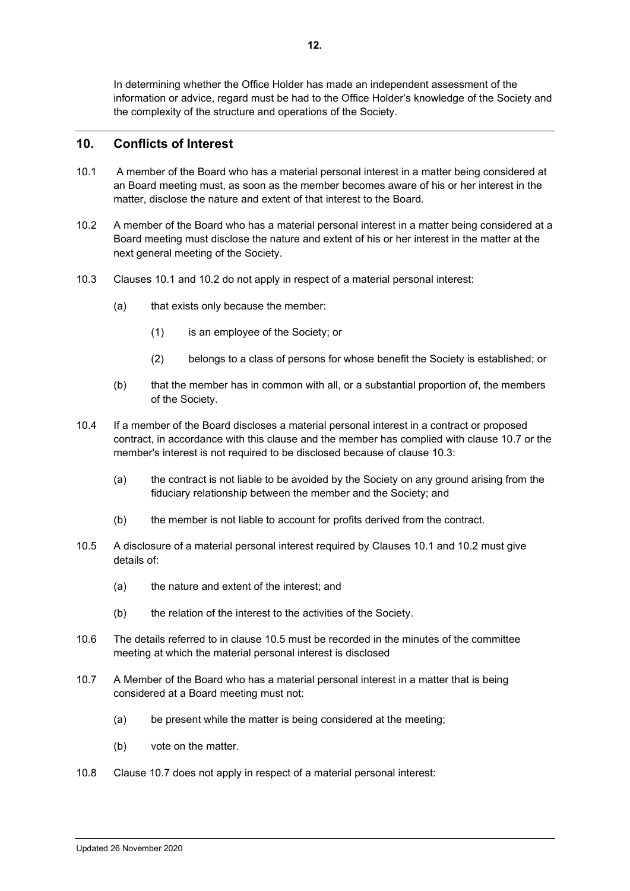In determining whether the Office Holder has made an independent assessment of the information or advice, regard must be had to the Office Holder's knowledge of the Society and the complexity of the structure and operations of the Society.

## 10. Conflicts of Interest

10.1 A member of the Board who has a material personal interest in a matter being considered at an Board meeting must, as soon as the member becomes aware of his or her interest in the matter, disclose the nature and extent of that interest to the Board.

10.2 A member of the Board who has a material personal interest in a matter being considered at a Board meeting must disclose the nature and extent of his or her interest in the matter at the next general meeting of the Society.

10.3 Clauses 10.1 and 10.2 do not apply in respect of a material personal interest:

(a) that exists only because the member:

(1) is an employee of the Society; or

(2) belongs to a class of persons for whose benefit the Society is established; or

(b) that the member has in common with all, or a substantial proportion of, the members of the Society.

10.4 If a member of the Board discloses a material personal interest in a contract or proposed contract, in accordance with this clause and the member has complied with clause 10.7 or the member's interest is not required to be disclosed because of clause 10.3:

(a) the contract is not liable to be avoided by the Society on any ground arising from the fiduciary relationship between the member and the Society; and

(b) the member is not liable to account for profits derived from the contract.

10.5 A disclosure of a material personal interest required by Clauses 10.1 and 10.2 must give details of:

(a) the nature and extent of the interest; and

(b) the relation of the interest to the activities of the Society.

10.6 The details referred to in clause 10.5 must be recorded in the minutes of the committee meeting at which the material personal interest is disclosed

10.7 A Member of the Board who has a material personal interest in a matter that is being considered at a Board meeting must not:

(a) be present while the matter is being considered at the meeting;

(b) vote on the matter.

10.8 Clause 10.7 does not apply in respect of a material personal interest: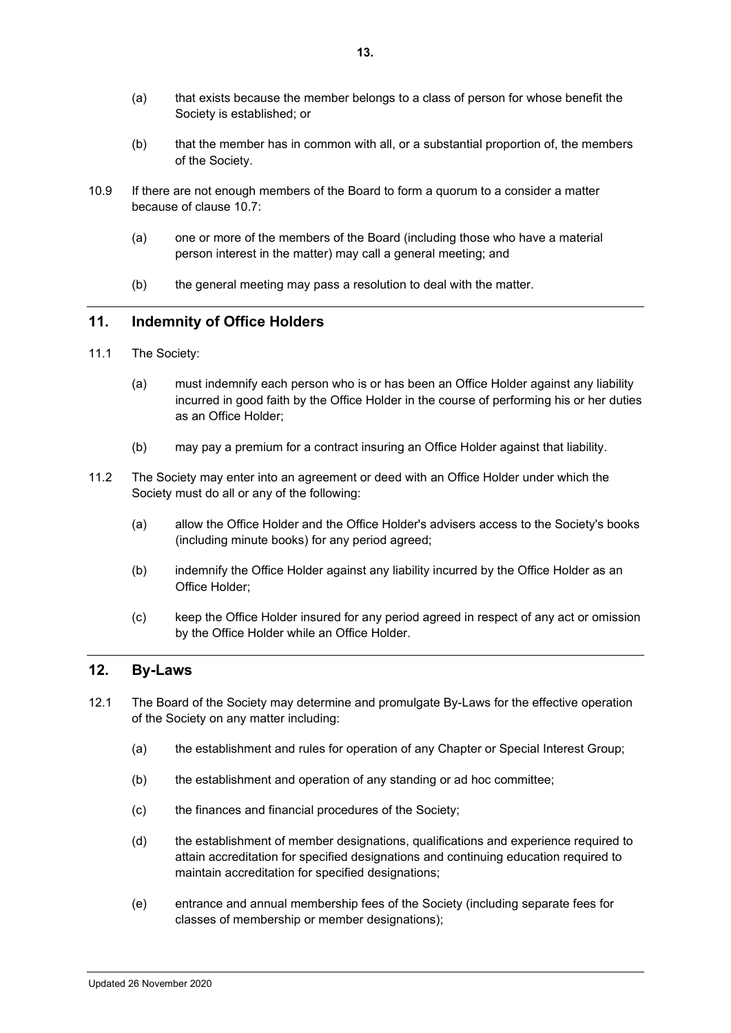(a) that exists because the member belongs to a class of person for whose benefit the Society is established; or

(b) that the member has in common with all, or a substantial proportion of, the members of the Society.

10.9 If there are not enough members of the Board to form a quorum to a consider a matter because of clause 10.7:

(a) one or more of the members of the Board (including those who have a material person interest in the matter) may call a general meeting; and

(b) the general meeting may pass a resolution to deal with the matter.

## 11. Indemnity of Office Holders

11.1 The Society:

(a) must indemnify each person who is or has been an Office Holder against any liability incurred in good faith by the Office Holder in the course of performing his or her duties as an Office Holder;

(b) may pay a premium for a contract insuring an Office Holder against that liability.

11.2 The Society may enter into an agreement or deed with an Office Holder under which the Society must do all or any of the following:

(a) allow the Office Holder and the Office Holder's advisers access to the Society's books (including minute books) for any period agreed;

(b) indemnify the Office Holder against any liability incurred by the Office Holder as an Office Holder;

(c) keep the Office Holder insured for any period agreed in respect of any act or omission by the Office Holder while an Office Holder.

## 12. By-Laws

12.1 The Board of the Society may determine and promulgate By-Laws for the effective operation of the Society on any matter including:

(a) the establishment and rules for operation of any Chapter or Special Interest Group;

(b) the establishment and operation of any standing or ad hoc committee;

(c) the finances and financial procedures of the Society;

(d) the establishment of member designations, qualifications and experience required to attain accreditation for specified designations and continuing education required to maintain accreditation for specified designations;

(e) entrance and annual membership fees of the Society (including separate fees for classes of membership or member designations);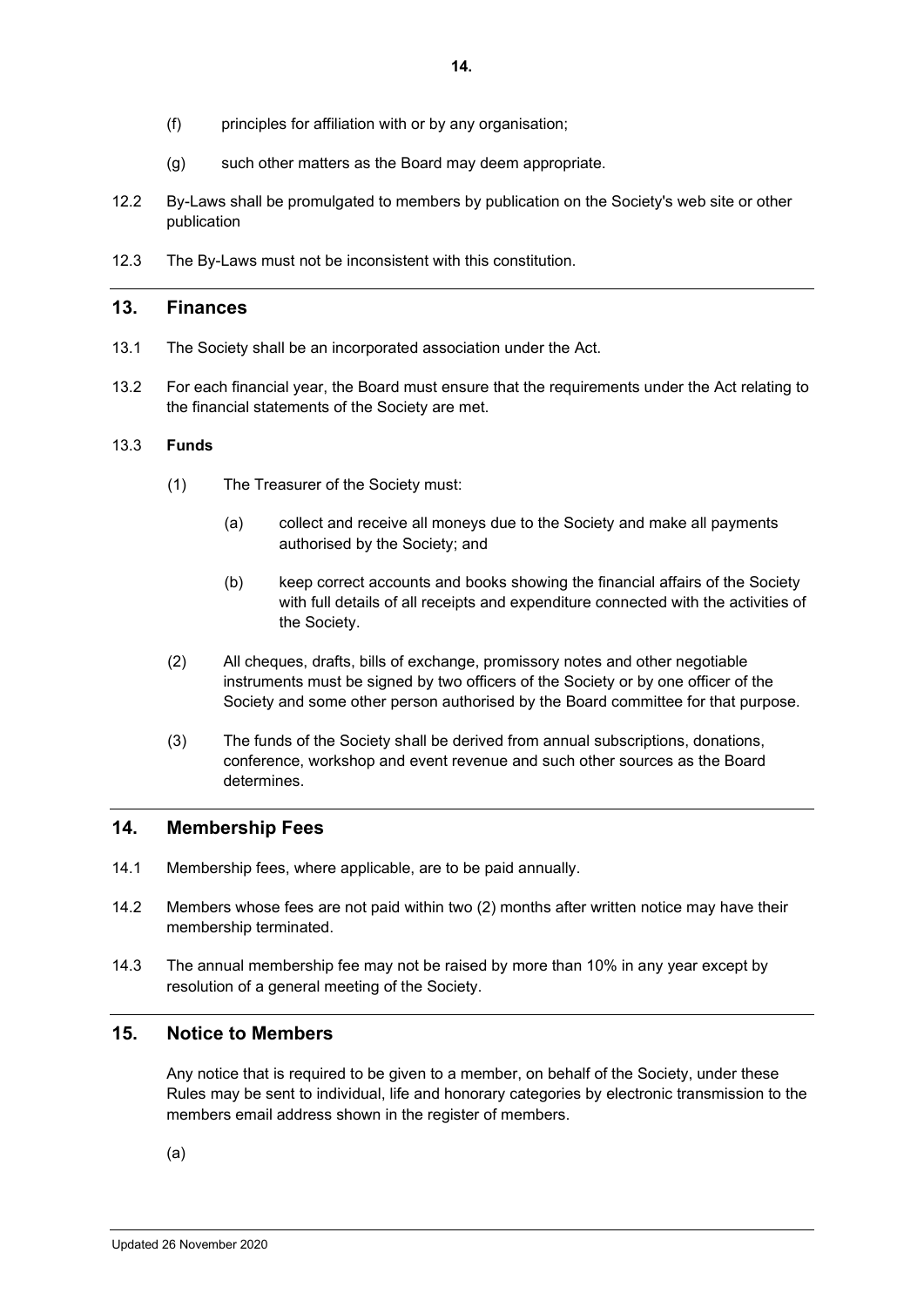(f) principles for affiliation with or by any organisation;

(g) such other matters as the Board may deem appropriate.

12.2 By-Laws shall be promulgated to members by publication on the Society's web site or other publication

12.3 The By-Laws must not be inconsistent with this constitution.

## 13. Finances

13.1 The Society shall be an incorporated association under the Act.

13.2 For each financial year, the Board must ensure that the requirements under the Act relating to the financial statements of the Society are met.

13.3 **Funds**

(1) The Treasurer of the Society must:

(a) collect and receive all moneys due to the Society and make all payments authorised by the Society; and

(b) keep correct accounts and books showing the financial affairs of the Society with full details of all receipts and expenditure connected with the activities of the Society.

(2) All cheques, drafts, bills of exchange, promissory notes and other negotiable instruments must be signed by two officers of the Society or by one officer of the Society and some other person authorised by the Board committee for that purpose.

(3) The funds of the Society shall be derived from annual subscriptions, donations, conference, workshop and event revenue and such other sources as the Board determines.

## 14. Membership Fees

14.1 Membership fees, where applicable, are to be paid annually.

14.2 Members whose fees are not paid within two (2) months after written notice may have their membership terminated.

14.3 The annual membership fee may not be raised by more than 10% in any year except by resolution of a general meeting of the Society.

## 15. Notice to Members

Any notice that is required to be given to a member, on behalf of the Society, under these Rules may be sent to individual, life and honorary categories by electronic transmission to the members email address shown in the register of members.

(a)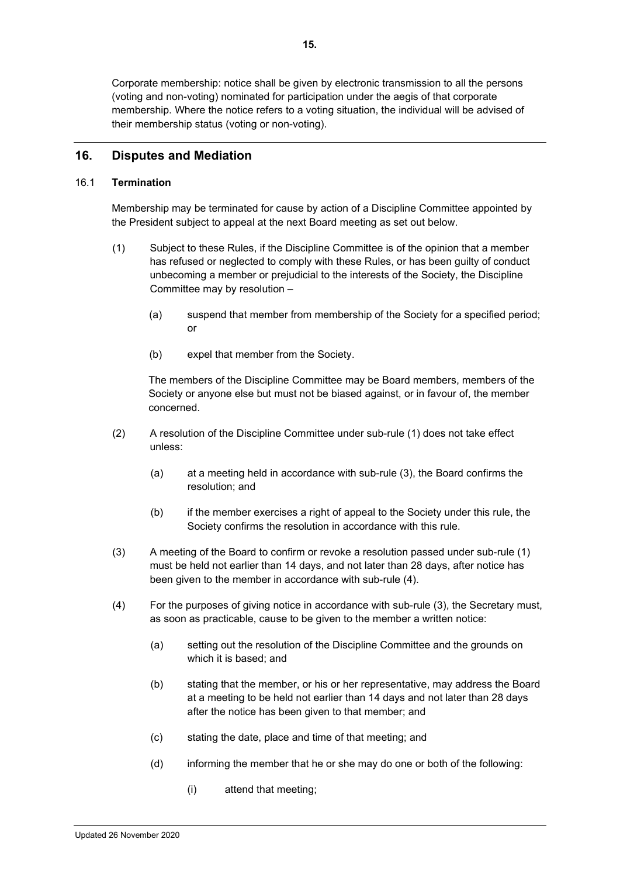Corporate membership: notice shall be given by electronic transmission to all the persons (voting and non-voting) nominated for participation under the aegis of that corporate membership. Where the notice refers to a voting situation, the individual will be advised of their membership status (voting or non-voting).

## 16. Disputes and Mediation

### 16.1 Termination

Membership may be terminated for cause by action of a Discipline Committee appointed by the President subject to appeal at the next Board meeting as set out below.

(1) Subject to these Rules, if the Discipline Committee is of the opinion that a member has refused or neglected to comply with these Rules, or has been guilty of conduct unbecoming a member or prejudicial to the interests of the Society, the Discipline Committee may by resolution –

- (a) suspend that member from membership of the Society for a specified period; or
- (b) expel that member from the Society.

The members of the Discipline Committee may be Board members, members of the Society or anyone else but must not be biased against, or in favour of, the member concerned.

(2) A resolution of the Discipline Committee under sub-rule (1) does not take effect unless:

- (a) at a meeting held in accordance with sub-rule (3), the Board confirms the resolution; and
- (b) if the member exercises a right of appeal to the Society under this rule, the Society confirms the resolution in accordance with this rule.

(3) A meeting of the Board to confirm or revoke a resolution passed under sub-rule (1) must be held not earlier than 14 days, and not later than 28 days, after notice has been given to the member in accordance with sub-rule (4).

(4) For the purposes of giving notice in accordance with sub-rule (3), the Secretary must, as soon as practicable, cause to be given to the member a written notice:

- (a) setting out the resolution of the Discipline Committee and the grounds on which it is based; and
- (b) stating that the member, or his or her representative, may address the Board at a meeting to be held not earlier than 14 days and not later than 28 days after the notice has been given to that member; and
- (c) stating the date, place and time of that meeting; and
- (d) informing the member that he or she may do one or both of the following:
  - (i) attend that meeting;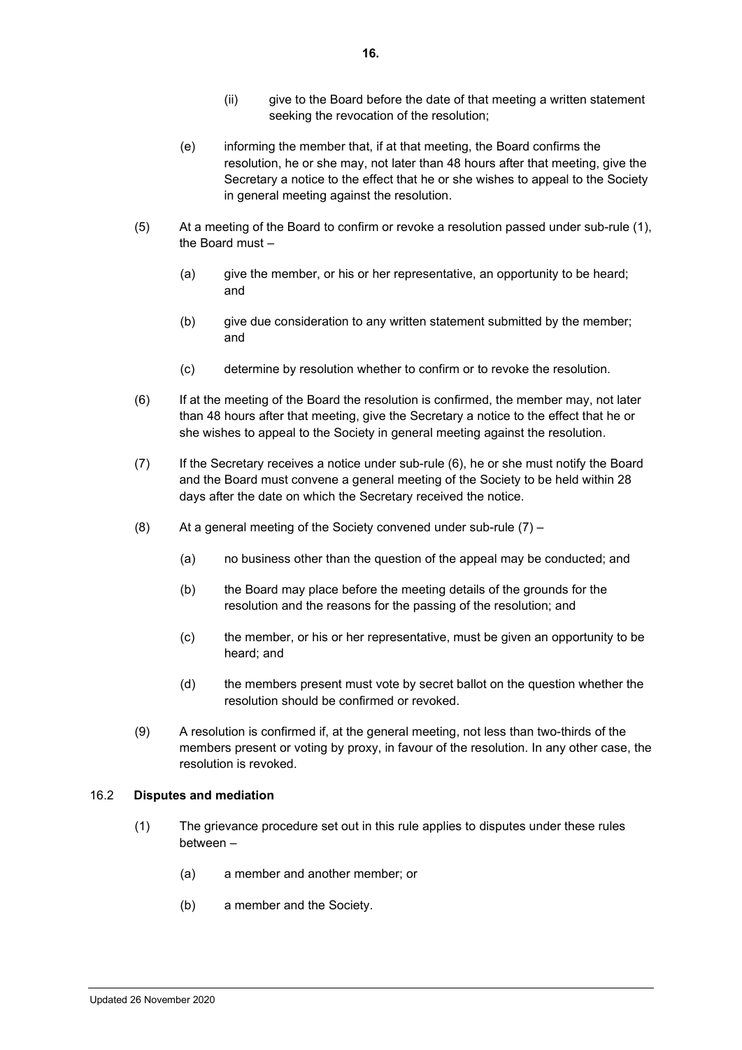(ii) give to the Board before the date of that meeting a written statement seeking the revocation of the resolution;

(e) informing the member that, if at that meeting, the Board confirms the resolution, he or she may, not later than 48 hours after that meeting, give the Secretary a notice to the effect that he or she wishes to appeal to the Society in general meeting against the resolution.

(5) At a meeting of the Board to confirm or revoke a resolution passed under sub-rule (1), the Board must –

(a) give the member, or his or her representative, an opportunity to be heard; and

(b) give due consideration to any written statement submitted by the member; and

(c) determine by resolution whether to confirm or to revoke the resolution.

(6) If at the meeting of the Board the resolution is confirmed, the member may, not later than 48 hours after that meeting, give the Secretary a notice to the effect that he or she wishes to appeal to the Society in general meeting against the resolution.

(7) If the Secretary receives a notice under sub-rule (6), he or she must notify the Board and the Board must convene a general meeting of the Society to be held within 28 days after the date on which the Secretary received the notice.

(8) At a general meeting of the Society convened under sub-rule (7) –

(a) no business other than the question of the appeal may be conducted; and

(b) the Board may place before the meeting details of the grounds for the resolution and the reasons for the passing of the resolution; and

(c) the member, or his or her representative, must be given an opportunity to be heard; and

(d) the members present must vote by secret ballot on the question whether the resolution should be confirmed or revoked.

(9) A resolution is confirmed if, at the general meeting, not less than two-thirds of the members present or voting by proxy, in favour of the resolution. In any other case, the resolution is revoked.

16.2 **Disputes and mediation**

(1) The grievance procedure set out in this rule applies to disputes under these rules between –

(a) a member and another member; or

(b) a member and the Society.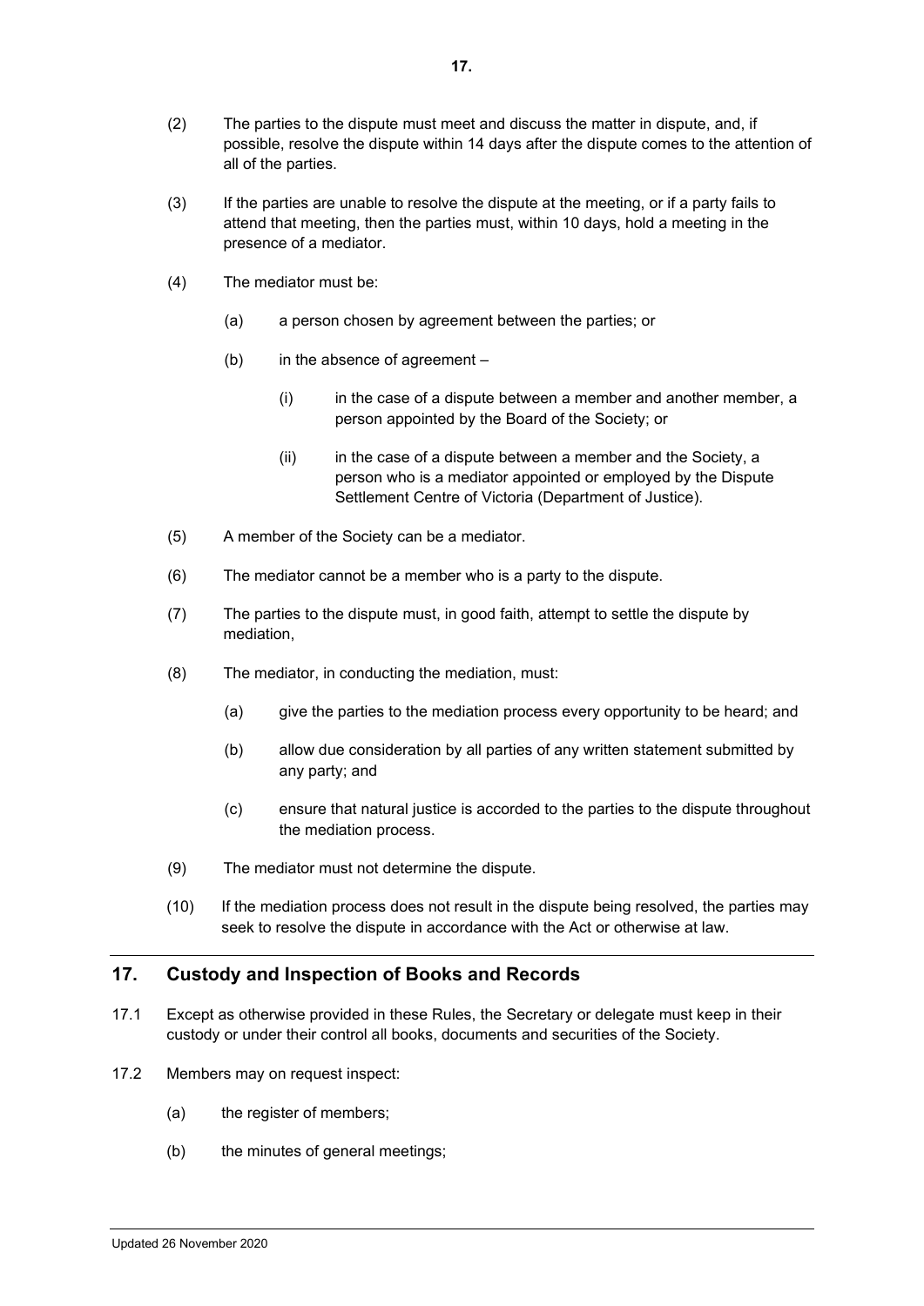(2) The parties to the dispute must meet and discuss the matter in dispute, and, if possible, resolve the dispute within 14 days after the dispute comes to the attention of all of the parties.

(3) If the parties are unable to resolve the dispute at the meeting, or if a party fails to attend that meeting, then the parties must, within 10 days, hold a meeting in the presence of a mediator.

(4) The mediator must be:

  (a) a person chosen by agreement between the parties; or

  (b) in the absence of agreement –

    (i) in the case of a dispute between a member and another member, a person appointed by the Board of the Society; or

    (ii) in the case of a dispute between a member and the Society, a person who is a mediator appointed or employed by the Dispute Settlement Centre of Victoria (Department of Justice).

(5) A member of the Society can be a mediator.

(6) The mediator cannot be a member who is a party to the dispute.

(7) The parties to the dispute must, in good faith, attempt to settle the dispute by mediation,

(8) The mediator, in conducting the mediation, must:

  (a) give the parties to the mediation process every opportunity to be heard; and

  (b) allow due consideration by all parties of any written statement submitted by any party; and

  (c) ensure that natural justice is accorded to the parties to the dispute throughout the mediation process.

(9) The mediator must not determine the dispute.

(10) If the mediation process does not result in the dispute being resolved, the parties may seek to resolve the dispute in accordance with the Act or otherwise at law.

## 17. Custody and Inspection of Books and Records

17.1 Except as otherwise provided in these Rules, the Secretary or delegate must keep in their custody or under their control all books, documents and securities of the Society.

17.2 Members may on request inspect:

  (a) the register of members;

  (b) the minutes of general meetings;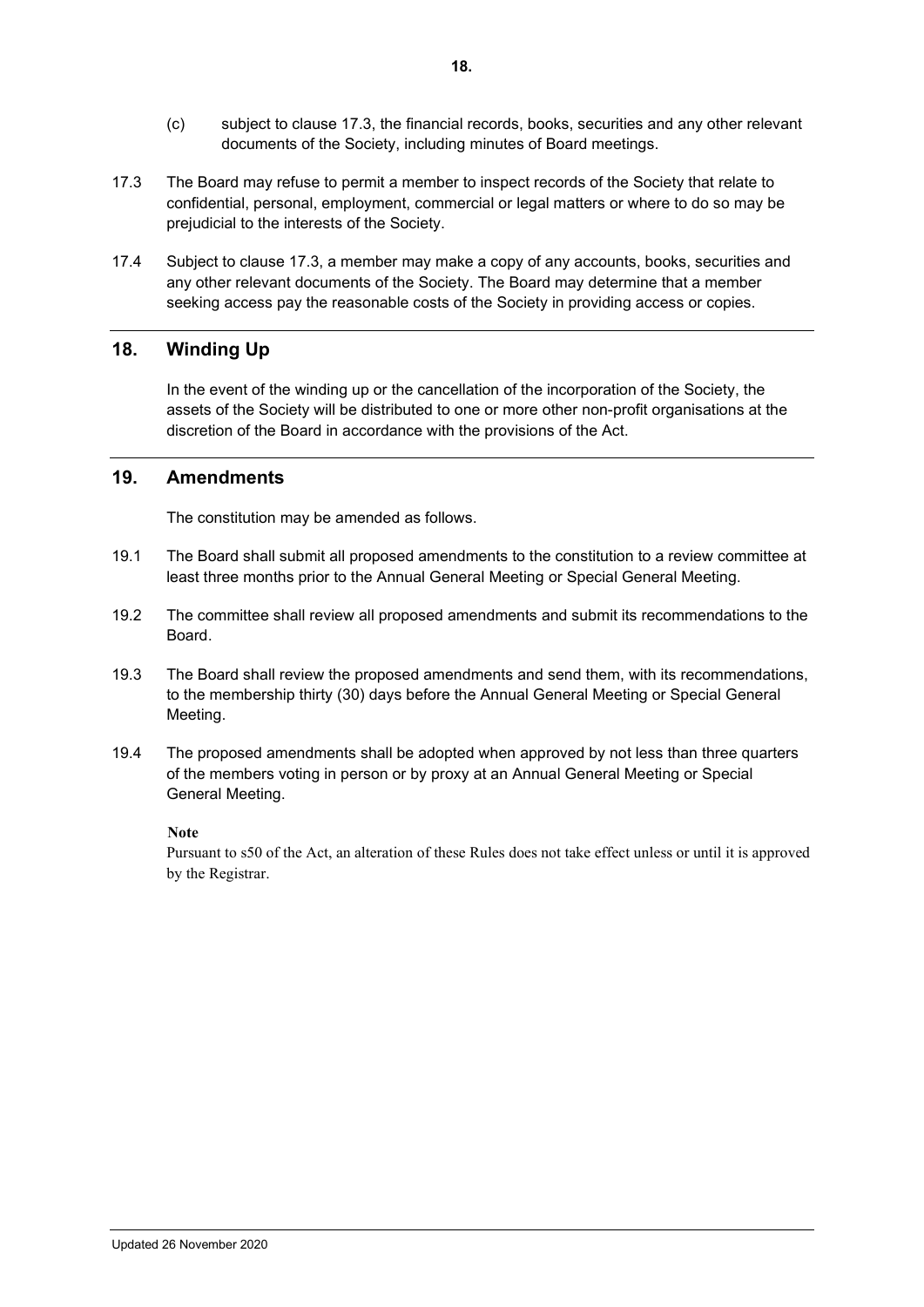(c) subject to clause 17.3, the financial records, books, securities and any other relevant documents of the Society, including minutes of Board meetings.

17.3 The Board may refuse to permit a member to inspect records of the Society that relate to confidential, personal, employment, commercial or legal matters or where to do so may be prejudicial to the interests of the Society.

17.4 Subject to clause 17.3, a member may make a copy of any accounts, books, securities and any other relevant documents of the Society. The Board may determine that a member seeking access pay the reasonable costs of the Society in providing access or copies.

## 18. Winding Up

In the event of the winding up or the cancellation of the incorporation of the Society, the assets of the Society will be distributed to one or more other non-profit organisations at the discretion of the Board in accordance with the provisions of the Act.

## 19. Amendments

The constitution may be amended as follows.

19.1 The Board shall submit all proposed amendments to the constitution to a review committee at least three months prior to the Annual General Meeting or Special General Meeting.

19.2 The committee shall review all proposed amendments and submit its recommendations to the Board.

19.3 The Board shall review the proposed amendments and send them, with its recommendations, to the membership thirty (30) days before the Annual General Meeting or Special General Meeting.

19.4 The proposed amendments shall be adopted when approved by not less than three quarters of the members voting in person or by proxy at an Annual General Meeting or Special General Meeting.

**Note**

Pursuant to s50 of the Act, an alteration of these Rules does not take effect unless or until it is approved by the Registrar.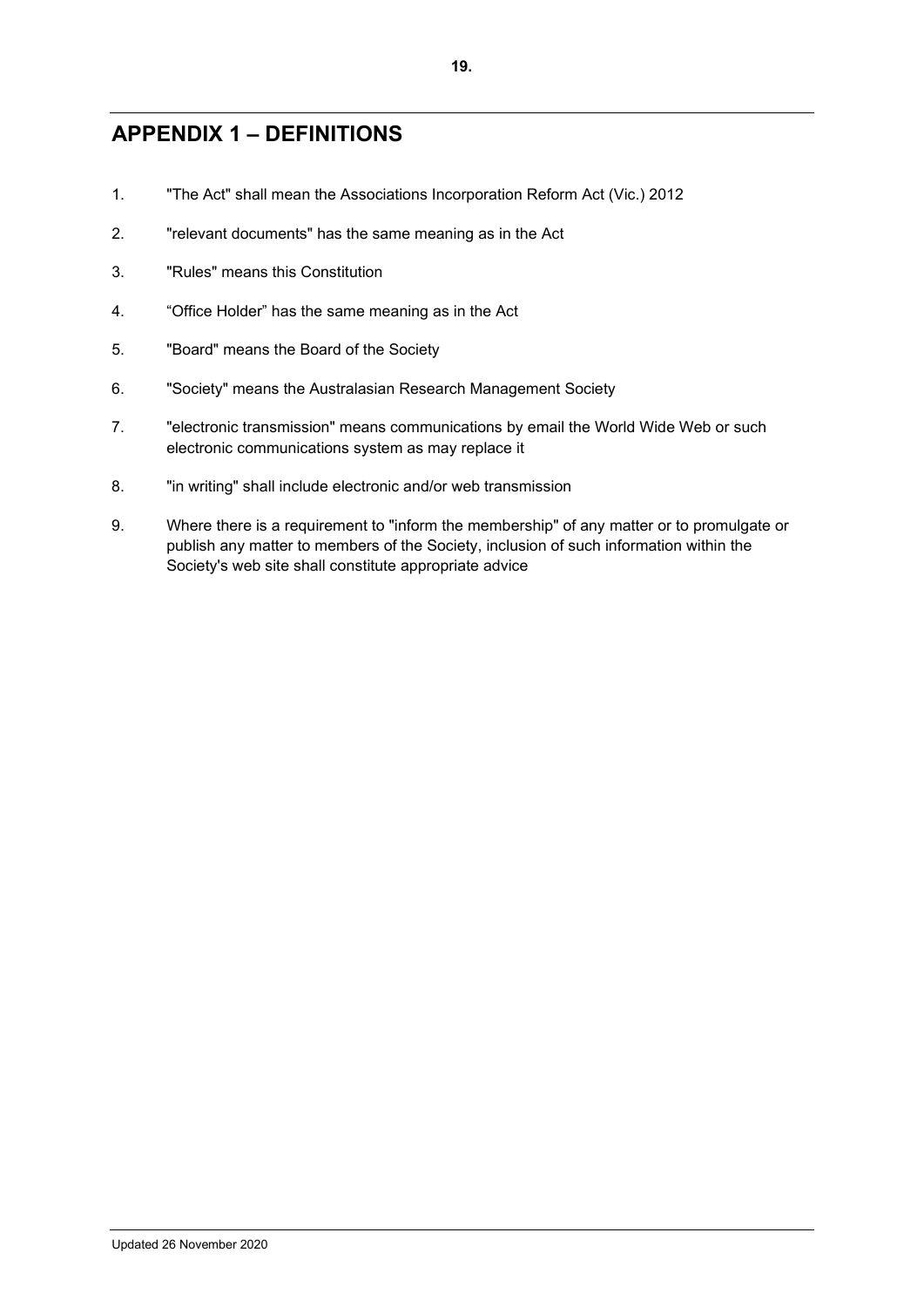## APPENDIX 1 – DEFINITIONS

1. "The Act" shall mean the Associations Incorporation Reform Act (Vic.) 2012

2. "relevant documents" has the same meaning as in the Act

3. "Rules" means this Constitution

4. “Office Holder” has the same meaning as in the Act

5. "Board" means the Board of the Society

6. "Society" means the Australasian Research Management Society

7. "electronic transmission" means communications by email the World Wide Web or such electronic communications system as may replace it

8. "in writing" shall include electronic and/or web transmission

9. Where there is a requirement to "inform the membership" of any matter or to promulgate or publish any matter to members of the Society, inclusion of such information within the Society's web site shall constitute appropriate advice